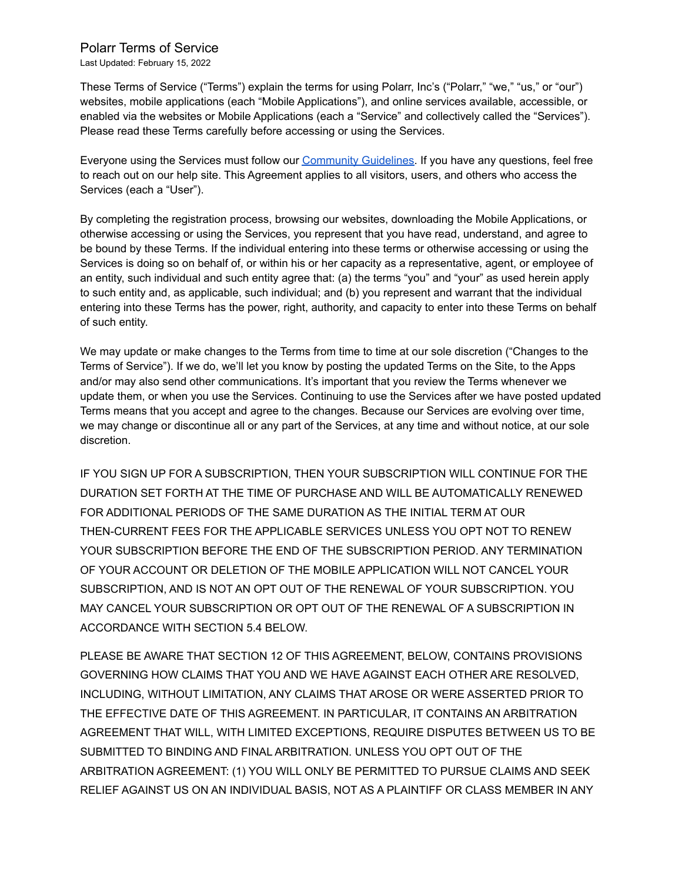# Polarr Terms of Service

Last Updated: February 15, 2022

These Terms of Service (“Terms”) explain the terms for using Polarr, Inc’s (“Polarr,” “we,” “us,” or “our”) websites, mobile applications (each “Mobile Applications”), and online services available, accessible, or enabled via the websites or Mobile Applications (each a “Service” and collectively called the “Services”). Please read these Terms carefully before accessing or using the Services.

Everyone using the Services must follow our [Community Guidelines](). If you have any questions, feel free to reach out on our help site. This Agreement applies to all visitors, users, and others who access the Services (each a “User”).

By completing the registration process, browsing our websites, downloading the Mobile Applications, or otherwise accessing or using the Services, you represent that you have read, understand, and agree to be bound by these Terms. If the individual entering into these terms or otherwise accessing or using the Services is doing so on behalf of, or within his or her capacity as a representative, agent, or employee of an entity, such individual and such entity agree that: (a) the terms “you” and “your” as used herein apply to such entity and, as applicable, such individual; and (b) you represent and warrant that the individual entering into these Terms has the power, right, authority, and capacity to enter into these Terms on behalf of such entity.

We may update or make changes to the Terms from time to time at our sole discretion (“Changes to the Terms of Service”). If we do, we’ll let you know by posting the updated Terms on the Site, to the Apps and/or may also send other communications. It’s important that you review the Terms whenever we update them, or when you use the Services. Continuing to use the Services after we have posted updated Terms means that you accept and agree to the changes. Because our Services are evolving over time, we may change or discontinue all or any part of the Services, at any time and without notice, at our sole discretion.

IF YOU SIGN UP FOR A SUBSCRIPTION, THEN YOUR SUBSCRIPTION WILL CONTINUE FOR THE DURATION SET FORTH AT THE TIME OF PURCHASE AND WILL BE AUTOMATICALLY RENEWED FOR ADDITIONAL PERIODS OF THE SAME DURATION AS THE INITIAL TERM AT OUR THEN-CURRENT FEES FOR THE APPLICABLE SERVICES UNLESS YOU OPT NOT TO RENEW YOUR SUBSCRIPTION BEFORE THE END OF THE SUBSCRIPTION PERIOD. ANY TERMINATION OF YOUR ACCOUNT OR DELETION OF THE MOBILE APPLICATION WILL NOT CANCEL YOUR SUBSCRIPTION, AND IS NOT AN OPT OUT OF THE RENEWAL OF YOUR SUBSCRIPTION. YOU MAY CANCEL YOUR SUBSCRIPTION OR OPT OUT OF THE RENEWAL OF A SUBSCRIPTION IN ACCORDANCE WITH SECTION 5.4 BELOW.

PLEASE BE AWARE THAT SECTION 12 OF THIS AGREEMENT, BELOW, CONTAINS PROVISIONS GOVERNING HOW CLAIMS THAT YOU AND WE HAVE AGAINST EACH OTHER ARE RESOLVED, INCLUDING, WITHOUT LIMITATION, ANY CLAIMS THAT AROSE OR WERE ASSERTED PRIOR TO THE EFFECTIVE DATE OF THIS AGREEMENT. IN PARTICULAR, IT CONTAINS AN ARBITRATION AGREEMENT THAT WILL, WITH LIMITED EXCEPTIONS, REQUIRE DISPUTES BETWEEN US TO BE SUBMITTED TO BINDING AND FINAL ARBITRATION. UNLESS YOU OPT OUT OF THE ARBITRATION AGREEMENT: (1) YOU WILL ONLY BE PERMITTED TO PURSUE CLAIMS AND SEEK RELIEF AGAINST US ON AN INDIVIDUAL BASIS, NOT AS A PLAINTIFF OR CLASS MEMBER IN ANY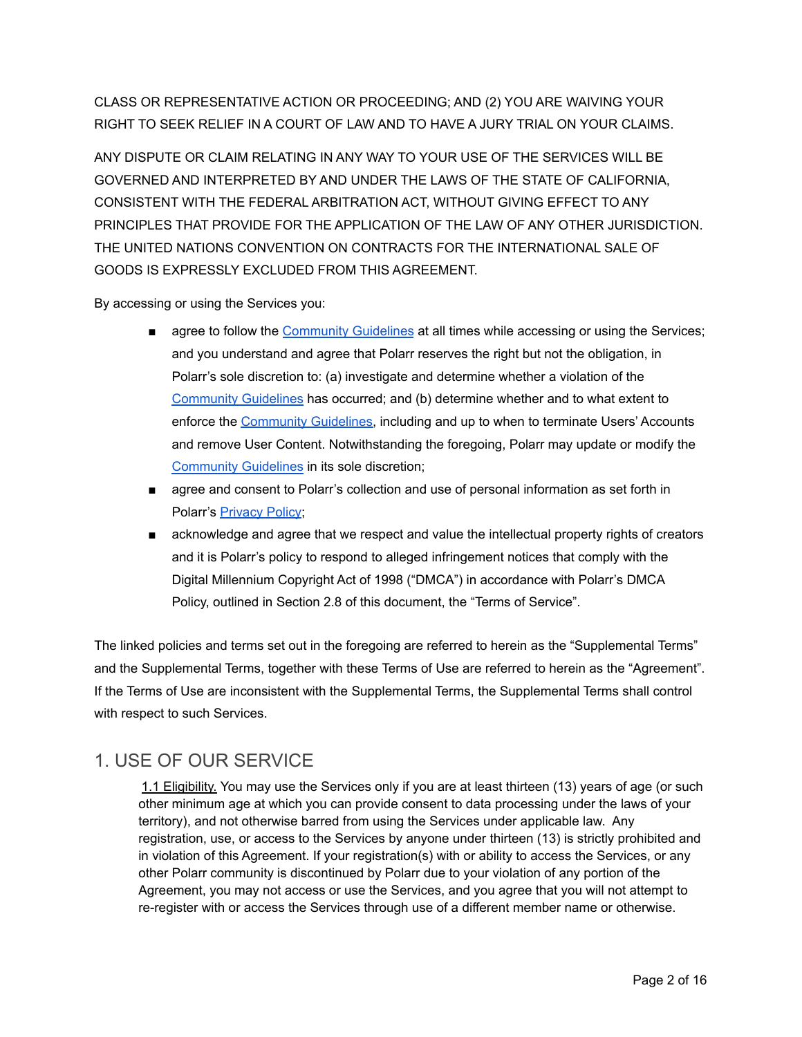CLASS OR REPRESENTATIVE ACTION OR PROCEEDING; AND (2) YOU ARE WAIVING YOUR RIGHT TO SEEK RELIEF IN A COURT OF LAW AND TO HAVE A JURY TRIAL ON YOUR CLAIMS.

ANY DISPUTE OR CLAIM RELATING IN ANY WAY TO YOUR USE OF THE SERVICES WILL BE GOVERNED AND INTERPRETED BY AND UNDER THE LAWS OF THE STATE OF CALIFORNIA, CONSISTENT WITH THE FEDERAL ARBITRATION ACT, WITHOUT GIVING EFFECT TO ANY PRINCIPLES THAT PROVIDE FOR THE APPLICATION OF THE LAW OF ANY OTHER JURISDICTION. THE UNITED NATIONS CONVENTION ON CONTRACTS FOR THE INTERNATIONAL SALE OF GOODS IS EXPRESSLY EXCLUDED FROM THIS AGREEMENT.

By accessing or using the Services you:

- agree to follow the Community Guidelines at all times while accessing or using the Services; and you understand and agree that Polarr reserves the right but not the obligation, in Polarr's sole discretion to: (a) investigate and determine whether a violation of the Community Guidelines has occurred; and (b) determine whether and to what extent to enforce the Community Guidelines, including and up to when to terminate Users' Accounts and remove User Content. Notwithstanding the foregoing, Polarr may update or modify the Community Guidelines in its sole discretion;
- agree and consent to Polarr's collection and use of personal information as set forth in Polarr's Privacy Policy;
- acknowledge and agree that we respect and value the intellectual property rights of creators and it is Polarr's policy to respond to alleged infringement notices that comply with the Digital Millennium Copyright Act of 1998 ("DMCA") in accordance with Polarr's DMCA Policy, outlined in Section 2.8 of this document, the "Terms of Service".

The linked policies and terms set out in the foregoing are referred to herein as the "Supplemental Terms" and the Supplemental Terms, together with these Terms of Use are referred to herein as the "Agreement". If the Terms of Use are inconsistent with the Supplemental Terms, the Supplemental Terms shall control with respect to such Services.

## 1. USE OF OUR SERVICE

1.1 Eligibility. You may use the Services only if you are at least thirteen (13) years of age (or such other minimum age at which you can provide consent to data processing under the laws of your territory), and not otherwise barred from using the Services under applicable law. Any registration, use, or access to the Services by anyone under thirteen (13) is strictly prohibited and in violation of this Agreement. If your registration(s) with or ability to access the Services, or any other Polarr community is discontinued by Polarr due to your violation of any portion of the Agreement, you may not access or use the Services, and you agree that you will not attempt to re-register with or access the Services through use of a different member name or otherwise.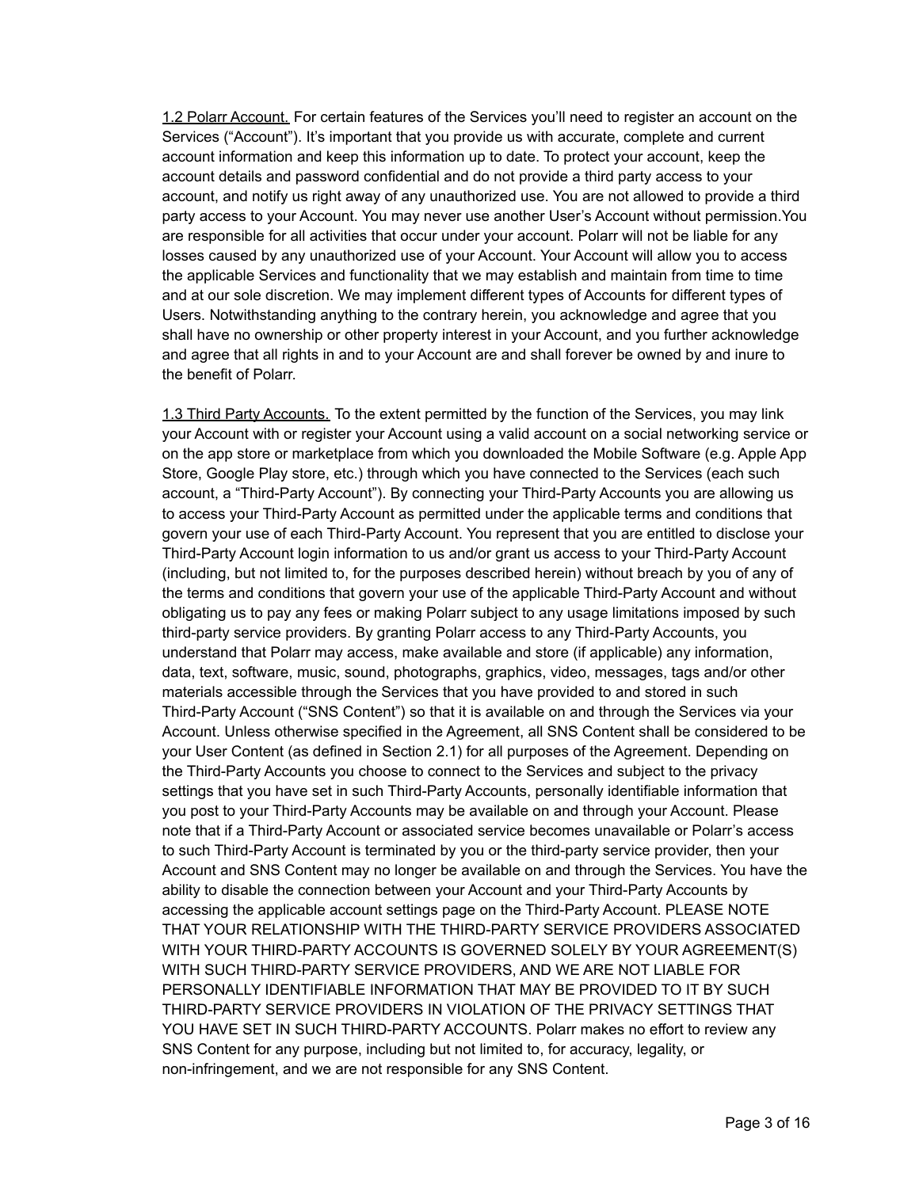<u>1.2 Polarr Account.</u> For certain features of the Services you'll need to register an account on the Services ("Account"). It's important that you provide us with accurate, complete and current account information and keep this information up to date. To protect your account, keep the account details and password confidential and do not provide a third party access to your account, and notify us right away of any unauthorized use. You are not allowed to provide a third party access to your Account. You may never use another User's Account without permission.You are responsible for all activities that occur under your account. Polarr will not be liable for any losses caused by any unauthorized use of your Account. Your Account will allow you to access the applicable Services and functionality that we may establish and maintain from time to time and at our sole discretion. We may implement different types of Accounts for different types of Users. Notwithstanding anything to the contrary herein, you acknowledge and agree that you shall have no ownership or other property interest in your Account, and you further acknowledge and agree that all rights in and to your Account are and shall forever be owned by and inure to the benefit of Polarr.

<u>1.3 Third Party Accounts.</u> To the extent permitted by the function of the Services, you may link your Account with or register your Account using a valid account on a social networking service or on the app store or marketplace from which you downloaded the Mobile Software (e.g. Apple App Store, Google Play store, etc.) through which you have connected to the Services (each such account, a "Third-Party Account"). By connecting your Third-Party Accounts you are allowing us to access your Third-Party Account as permitted under the applicable terms and conditions that govern your use of each Third-Party Account. You represent that you are entitled to disclose your Third-Party Account login information to us and/or grant us access to your Third-Party Account (including, but not limited to, for the purposes described herein) without breach by you of any of the terms and conditions that govern your use of the applicable Third-Party Account and without obligating us to pay any fees or making Polarr subject to any usage limitations imposed by such third-party service providers. By granting Polarr access to any Third-Party Accounts, you understand that Polarr may access, make available and store (if applicable) any information, data, text, software, music, sound, photographs, graphics, video, messages, tags and/or other materials accessible through the Services that you have provided to and stored in such Third-Party Account ("SNS Content") so that it is available on and through the Services via your Account. Unless otherwise specified in the Agreement, all SNS Content shall be considered to be your User Content (as defined in Section 2.1) for all purposes of the Agreement. Depending on the Third-Party Accounts you choose to connect to the Services and subject to the privacy settings that you have set in such Third-Party Accounts, personally identifiable information that you post to your Third-Party Accounts may be available on and through your Account. Please note that if a Third-Party Account or associated service becomes unavailable or Polarr's access to such Third-Party Account is terminated by you or the third-party service provider, then your Account and SNS Content may no longer be available on and through the Services. You have the ability to disable the connection between your Account and your Third-Party Accounts by accessing the applicable account settings page on the Third-Party Account. PLEASE NOTE THAT YOUR RELATIONSHIP WITH THE THIRD-PARTY SERVICE PROVIDERS ASSOCIATED WITH YOUR THIRD-PARTY ACCOUNTS IS GOVERNED SOLELY BY YOUR AGREEMENT(S) WITH SUCH THIRD-PARTY SERVICE PROVIDERS, AND WE ARE NOT LIABLE FOR PERSONALLY IDENTIFIABLE INFORMATION THAT MAY BE PROVIDED TO IT BY SUCH THIRD-PARTY SERVICE PROVIDERS IN VIOLATION OF THE PRIVACY SETTINGS THAT YOU HAVE SET IN SUCH THIRD-PARTY ACCOUNTS. Polarr makes no effort to review any SNS Content for any purpose, including but not limited to, for accuracy, legality, or non-infringement, and we are not responsible for any SNS Content.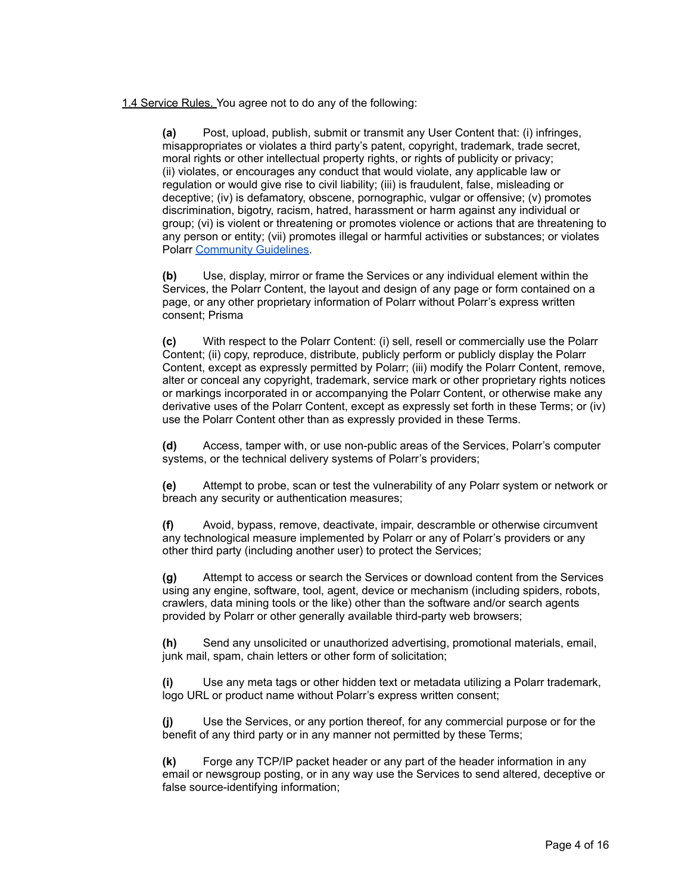<u>1.4 Service Rules.</u> You agree not to do any of the following:

**(a)** Post, upload, publish, submit or transmit any User Content that: (i) infringes, misappropriates or violates a third party's patent, copyright, trademark, trade secret, moral rights or other intellectual property rights, or rights of publicity or privacy; (ii) violates, or encourages any conduct that would violate, any applicable law or regulation or would give rise to civil liability; (iii) is fraudulent, false, misleading or deceptive; (iv) is defamatory, obscene, pornographic, vulgar or offensive; (v) promotes discrimination, bigotry, racism, hatred, harassment or harm against any individual or group; (vi) is violent or threatening or promotes violence or actions that are threatening to any person or entity; (vii) promotes illegal or harmful activities or substances; or violates Polarr [Community Guidelines](Community Guidelines).

**(b)** Use, display, mirror or frame the Services or any individual element within the Services, the Polarr Content, the layout and design of any page or form contained on a page, or any other proprietary information of Polarr without Polarr's express written consent; Prisma

**(c)** With respect to the Polarr Content: (i) sell, resell or commercially use the Polarr Content; (ii) copy, reproduce, distribute, publicly perform or publicly display the Polarr Content, except as expressly permitted by Polarr; (iii) modify the Polarr Content, remove, alter or conceal any copyright, trademark, service mark or other proprietary rights notices or markings incorporated in or accompanying the Polarr Content, or otherwise make any derivative uses of the Polarr Content, except as expressly set forth in these Terms; or (iv) use the Polarr Content other than as expressly provided in these Terms.

**(d)** Access, tamper with, or use non-public areas of the Services, Polarr's computer systems, or the technical delivery systems of Polarr's providers;

**(e)** Attempt to probe, scan or test the vulnerability of any Polarr system or network or breach any security or authentication measures;

**(f)** Avoid, bypass, remove, deactivate, impair, descramble or otherwise circumvent any technological measure implemented by Polarr or any of Polarr's providers or any other third party (including another user) to protect the Services;

**(g)** Attempt to access or search the Services or download content from the Services using any engine, software, tool, agent, device or mechanism (including spiders, robots, crawlers, data mining tools or the like) other than the software and/or search agents provided by Polarr or other generally available third-party web browsers;

**(h)** Send any unsolicited or unauthorized advertising, promotional materials, email, junk mail, spam, chain letters or other form of solicitation;

**(i)** Use any meta tags or other hidden text or metadata utilizing a Polarr trademark, logo URL or product name without Polarr's express written consent;

**(j)** Use the Services, or any portion thereof, for any commercial purpose or for the benefit of any third party or in any manner not permitted by these Terms;

**(k)** Forge any TCP/IP packet header or any part of the header information in any email or newsgroup posting, or in any way use the Services to send altered, deceptive or false source-identifying information;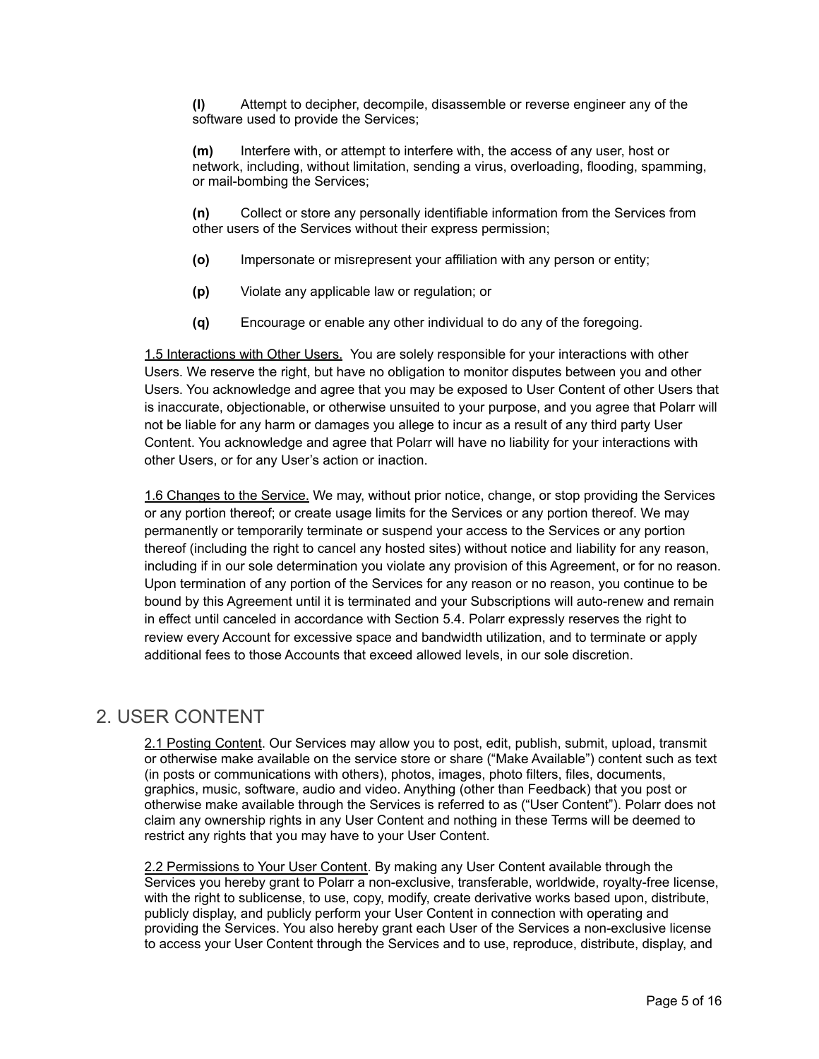**(l)** Attempt to decipher, decompile, disassemble or reverse engineer any of the software used to provide the Services;

**(m)** Interfere with, or attempt to interfere with, the access of any user, host or network, including, without limitation, sending a virus, overloading, flooding, spamming, or mail-bombing the Services;

**(n)** Collect or store any personally identifiable information from the Services from other users of the Services without their express permission;

**(o)** Impersonate or misrepresent your affiliation with any person or entity;

**(p)** Violate any applicable law or regulation; or

**(q)** Encourage or enable any other individual to do any of the foregoing.

1.5 Interactions with Other Users. You are solely responsible for your interactions with other Users. We reserve the right, but have no obligation to monitor disputes between you and other Users. You acknowledge and agree that you may be exposed to User Content of other Users that is inaccurate, objectionable, or otherwise unsuited to your purpose, and you agree that Polarr will not be liable for any harm or damages you allege to incur as a result of any third party User Content. You acknowledge and agree that Polarr will have no liability for your interactions with other Users, or for any User's action or inaction.

1.6 Changes to the Service. We may, without prior notice, change, or stop providing the Services or any portion thereof; or create usage limits for the Services or any portion thereof. We may permanently or temporarily terminate or suspend your access to the Services or any portion thereof (including the right to cancel any hosted sites) without notice and liability for any reason, including if in our sole determination you violate any provision of this Agreement, or for no reason. Upon termination of any portion of the Services for any reason or no reason, you continue to be bound by this Agreement until it is terminated and your Subscriptions will auto-renew and remain in effect until canceled in accordance with Section 5.4. Polarr expressly reserves the right to review every Account for excessive space and bandwidth utilization, and to terminate or apply additional fees to those Accounts that exceed allowed levels, in our sole discretion.

## 2. USER CONTENT

2.1 Posting Content. Our Services may allow you to post, edit, publish, submit, upload, transmit or otherwise make available on the service store or share ("Make Available") content such as text (in posts or communications with others), photos, images, photo filters, files, documents, graphics, music, software, audio and video. Anything (other than Feedback) that you post or otherwise make available through the Services is referred to as ("User Content"). Polarr does not claim any ownership rights in any User Content and nothing in these Terms will be deemed to restrict any rights that you may have to your User Content.

2.2 Permissions to Your User Content. By making any User Content available through the Services you hereby grant to Polarr a non-exclusive, transferable, worldwide, royalty-free license, with the right to sublicense, to use, copy, modify, create derivative works based upon, distribute, publicly display, and publicly perform your User Content in connection with operating and providing the Services. You also hereby grant each User of the Services a non-exclusive license to access your User Content through the Services and to use, reproduce, distribute, display, and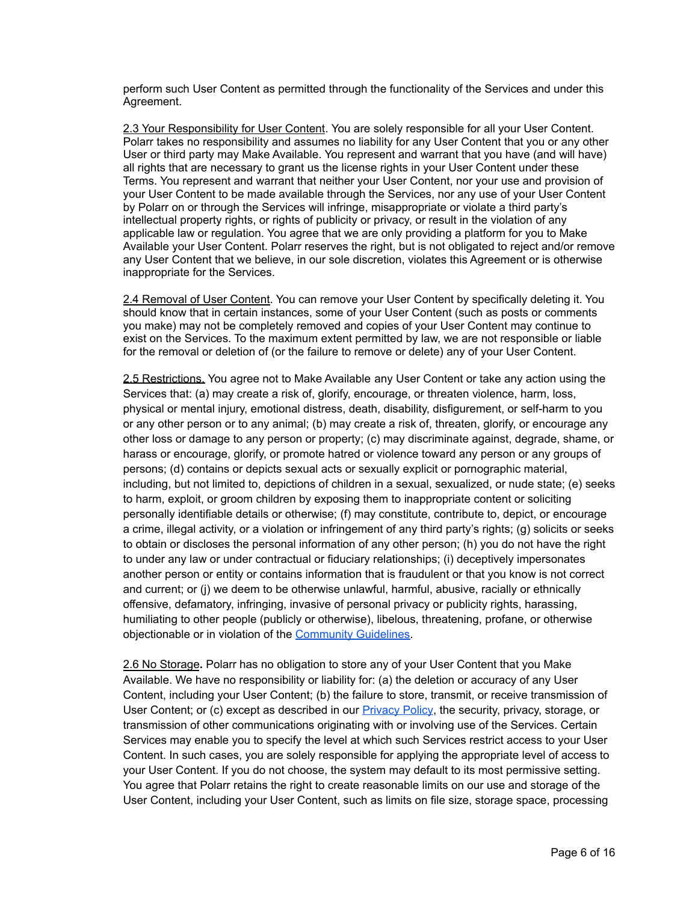perform such User Content as permitted through the functionality of the Services and under this Agreement.

2.3 Your Responsibility for User Content. You are solely responsible for all your User Content. Polarr takes no responsibility and assumes no liability for any User Content that you or any other User or third party may Make Available. You represent and warrant that you have (and will have) all rights that are necessary to grant us the license rights in your User Content under these Terms. You represent and warrant that neither your User Content, nor your use and provision of your User Content to be made available through the Services, nor any use of your User Content by Polarr on or through the Services will infringe, misappropriate or violate a third party's intellectual property rights, or rights of publicity or privacy, or result in the violation of any applicable law or regulation. You agree that we are only providing a platform for you to Make Available your User Content. Polarr reserves the right, but is not obligated to reject and/or remove any User Content that we believe, in our sole discretion, violates this Agreement or is otherwise inappropriate for the Services.

2.4 Removal of User Content. You can remove your User Content by specifically deleting it. You should know that in certain instances, some of your User Content (such as posts or comments you make) may not be completely removed and copies of your User Content may continue to exist on the Services. To the maximum extent permitted by law, we are not responsible or liable for the removal or deletion of (or the failure to remove or delete) any of your User Content.

2.5 Restrictions. You agree not to Make Available any User Content or take any action using the Services that: (a) may create a risk of, glorify, encourage, or threaten violence, harm, loss, physical or mental injury, emotional distress, death, disability, disfigurement, or self-harm to you or any other person or to any animal; (b) may create a risk of, threaten, glorify, or encourage any other loss or damage to any person or property; (c) may discriminate against, degrade, shame, or harass or encourage, glorify, or promote hatred or violence toward any person or any groups of persons; (d) contains or depicts sexual acts or sexually explicit or pornographic material, including, but not limited to, depictions of children in a sexual, sexualized, or nude state; (e) seeks to harm, exploit, or groom children by exposing them to inappropriate content or soliciting personally identifiable details or otherwise; (f) may constitute, contribute to, depict, or encourage a crime, illegal activity, or a violation or infringement of any third party's rights; (g) solicits or seeks to obtain or discloses the personal information of any other person; (h) you do not have the right to under any law or under contractual or fiduciary relationships; (i) deceptively impersonates another person or entity or contains information that is fraudulent or that you know is not correct and current; or (j) we deem to be otherwise unlawful, harmful, abusive, racially or ethnically offensive, defamatory, infringing, invasive of personal privacy or publicity rights, harassing, humiliating to other people (publicly or otherwise), libelous, threatening, profane, or otherwise objectionable or in violation of the Community Guidelines.

2.6 No Storage**.** Polarr has no obligation to store any of your User Content that you Make Available. We have no responsibility or liability for: (a) the deletion or accuracy of any User Content, including your User Content; (b) the failure to store, transmit, or receive transmission of User Content; or (c) except as described in our Privacy Policy, the security, privacy, storage, or transmission of other communications originating with or involving use of the Services. Certain Services may enable you to specify the level at which such Services restrict access to your User Content. In such cases, you are solely responsible for applying the appropriate level of access to your User Content. If you do not choose, the system may default to its most permissive setting. You agree that Polarr retains the right to create reasonable limits on our use and storage of the User Content, including your User Content, such as limits on file size, storage space, processing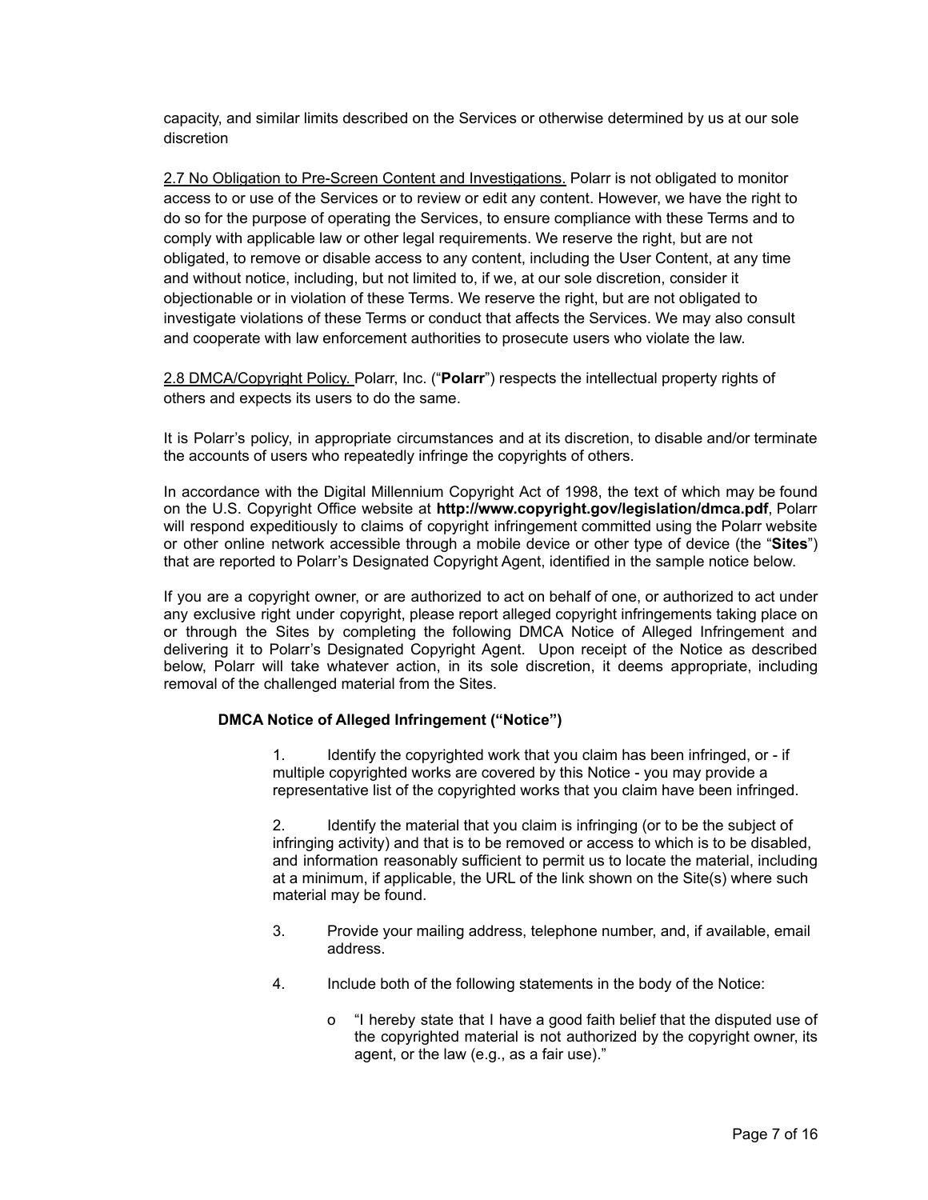capacity, and similar limits described on the Services or otherwise determined by us at our sole discretion

2.7 No Obligation to Pre-Screen Content and Investigations. Polarr is not obligated to monitor access to or use of the Services or to review or edit any content. However, we have the right to do so for the purpose of operating the Services, to ensure compliance with these Terms and to comply with applicable law or other legal requirements. We reserve the right, but are not obligated, to remove or disable access to any content, including the User Content, at any time and without notice, including, but not limited to, if we, at our sole discretion, consider it objectionable or in violation of these Terms. We reserve the right, but are not obligated to investigate violations of these Terms or conduct that affects the Services. We may also consult and cooperate with law enforcement authorities to prosecute users who violate the law.

2.8 DMCA/Copyright Policy. Polarr, Inc. ("**Polarr**") respects the intellectual property rights of others and expects its users to do the same.

It is Polarr's policy, in appropriate circumstances and at its discretion, to disable and/or terminate the accounts of users who repeatedly infringe the copyrights of others.

In accordance with the Digital Millennium Copyright Act of 1998, the text of which may be found on the U.S. Copyright Office website at **http://www.copyright.gov/legislation/dmca.pdf**, Polarr will respond expeditiously to claims of copyright infringement committed using the Polarr website or other online network accessible through a mobile device or other type of device (the "**Sites**") that are reported to Polarr's Designated Copyright Agent, identified in the sample notice below.

If you are a copyright owner, or are authorized to act on behalf of one, or authorized to act under any exclusive right under copyright, please report alleged copyright infringements taking place on or through the Sites by completing the following DMCA Notice of Alleged Infringement and delivering it to Polarr's Designated Copyright Agent. Upon receipt of the Notice as described below, Polarr will take whatever action, in its sole discretion, it deems appropriate, including removal of the challenged material from the Sites.

**DMCA Notice of Alleged Infringement ("Notice")**

1. Identify the copyrighted work that you claim has been infringed, or - if multiple copyrighted works are covered by this Notice - you may provide a representative list of the copyrighted works that you claim have been infringed.

2. Identify the material that you claim is infringing (or to be the subject of infringing activity) and that is to be removed or access to which is to be disabled, and information reasonably sufficient to permit us to locate the material, including at a minimum, if applicable, the URL of the link shown on the Site(s) where such material may be found.

3. Provide your mailing address, telephone number, and, if available, email address.

4. Include both of the following statements in the body of the Notice:

   - "I hereby state that I have a good faith belief that the disputed use of the copyrighted material is not authorized by the copyright owner, its agent, or the law (e.g., as a fair use)."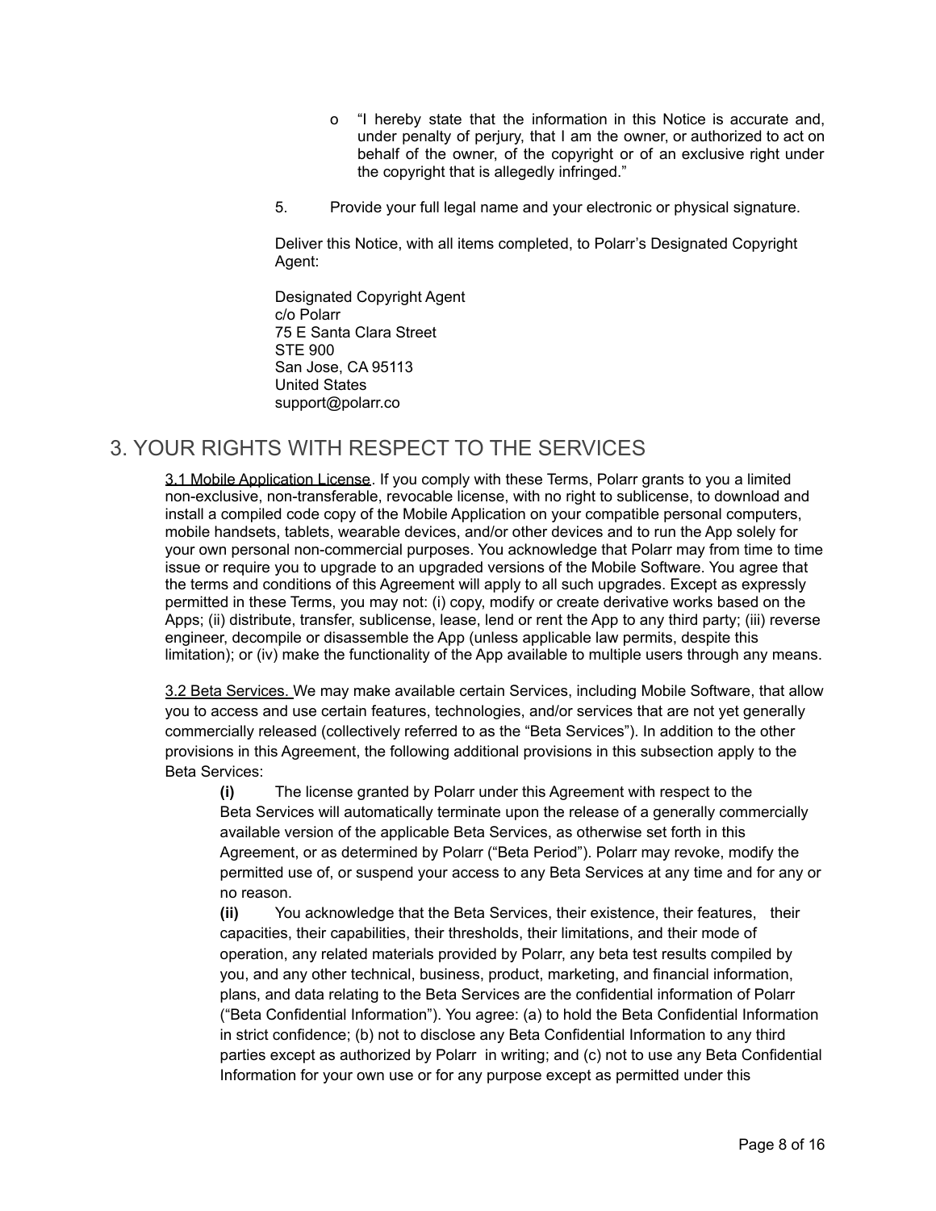- o "I hereby state that the information in this Notice is accurate and, under penalty of perjury, that I am the owner, or authorized to act on behalf of the owner, of the copyright or of an exclusive right under the copyright that is allegedly infringed."

5. Provide your full legal name and your electronic or physical signature.

Deliver this Notice, with all items completed, to Polarr's Designated Copyright Agent:

Designated Copyright Agent
c/o Polarr
75 E Santa Clara Street
STE 900
San Jose, CA 95113
United States
support@polarr.co

## 3. YOUR RIGHTS WITH RESPECT TO THE SERVICES

3.1 Mobile Application License. If you comply with these Terms, Polarr grants to you a limited non-exclusive, non-transferable, revocable license, with no right to sublicense, to download and install a compiled code copy of the Mobile Application on your compatible personal computers, mobile handsets, tablets, wearable devices, and/or other devices and to run the App solely for your own personal non-commercial purposes. You acknowledge that Polarr may from time to time issue or require you to upgrade to an upgraded versions of the Mobile Software. You agree that the terms and conditions of this Agreement will apply to all such upgrades. Except as expressly permitted in these Terms, you may not: (i) copy, modify or create derivative works based on the Apps; (ii) distribute, transfer, sublicense, lease, lend or rent the App to any third party; (iii) reverse engineer, decompile or disassemble the App (unless applicable law permits, despite this limitation); or (iv) make the functionality of the App available to multiple users through any means.

3.2 Beta Services. We may make available certain Services, including Mobile Software, that allow you to access and use certain features, technologies, and/or services that are not yet generally commercially released (collectively referred to as the "Beta Services"). In addition to the other provisions in this Agreement, the following additional provisions in this subsection apply to the Beta Services:

**(i)** The license granted by Polarr under this Agreement with respect to the Beta Services will automatically terminate upon the release of a generally commercially available version of the applicable Beta Services, as otherwise set forth in this Agreement, or as determined by Polarr ("Beta Period"). Polarr may revoke, modify the permitted use of, or suspend your access to any Beta Services at any time and for any or no reason.

**(ii)** You acknowledge that the Beta Services, their existence, their features, their capacities, their capabilities, their thresholds, their limitations, and their mode of operation, any related materials provided by Polarr, any beta test results compiled by you, and any other technical, business, product, marketing, and financial information, plans, and data relating to the Beta Services are the confidential information of Polarr ("Beta Confidential Information"). You agree: (a) to hold the Beta Confidential Information in strict confidence; (b) not to disclose any Beta Confidential Information to any third parties except as authorized by Polarr in writing; and (c) not to use any Beta Confidential Information for your own use or for any purpose except as permitted under this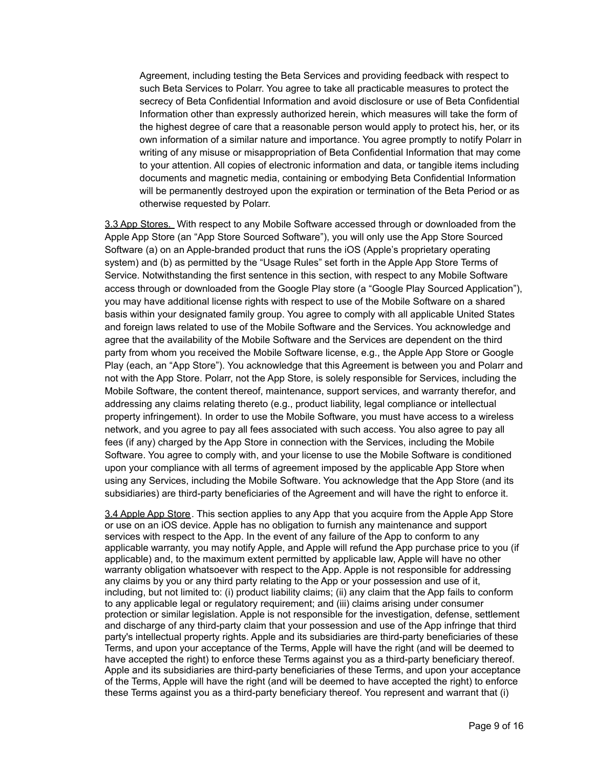Agreement, including testing the Beta Services and providing feedback with respect to such Beta Services to Polarr. You agree to take all practicable measures to protect the secrecy of Beta Confidential Information and avoid disclosure or use of Beta Confidential Information other than expressly authorized herein, which measures will take the form of the highest degree of care that a reasonable person would apply to protect his, her, or its own information of a similar nature and importance. You agree promptly to notify Polarr in writing of any misuse or misappropriation of Beta Confidential Information that may come to your attention. All copies of electronic information and data, or tangible items including documents and magnetic media, containing or embodying Beta Confidential Information will be permanently destroyed upon the expiration or termination of the Beta Period or as otherwise requested by Polarr.

3.3 App Stores. With respect to any Mobile Software accessed through or downloaded from the Apple App Store (an "App Store Sourced Software"), you will only use the App Store Sourced Software (a) on an Apple-branded product that runs the iOS (Apple's proprietary operating system) and (b) as permitted by the "Usage Rules" set forth in the Apple App Store Terms of Service. Notwithstanding the first sentence in this section, with respect to any Mobile Software access through or downloaded from the Google Play store (a "Google Play Sourced Application"), you may have additional license rights with respect to use of the Mobile Software on a shared basis within your designated family group. You agree to comply with all applicable United States and foreign laws related to use of the Mobile Software and the Services. You acknowledge and agree that the availability of the Mobile Software and the Services are dependent on the third party from whom you received the Mobile Software license, e.g., the Apple App Store or Google Play (each, an "App Store"). You acknowledge that this Agreement is between you and Polarr and not with the App Store. Polarr, not the App Store, is solely responsible for Services, including the Mobile Software, the content thereof, maintenance, support services, and warranty therefor, and addressing any claims relating thereto (e.g., product liability, legal compliance or intellectual property infringement). In order to use the Mobile Software, you must have access to a wireless network, and you agree to pay all fees associated with such access. You also agree to pay all fees (if any) charged by the App Store in connection with the Services, including the Mobile Software. You agree to comply with, and your license to use the Mobile Software is conditioned upon your compliance with all terms of agreement imposed by the applicable App Store when using any Services, including the Mobile Software. You acknowledge that the App Store (and its subsidiaries) are third-party beneficiaries of the Agreement and will have the right to enforce it.

3.4 Apple App Store. This section applies to any App that you acquire from the Apple App Store or use on an iOS device. Apple has no obligation to furnish any maintenance and support services with respect to the App. In the event of any failure of the App to conform to any applicable warranty, you may notify Apple, and Apple will refund the App purchase price to you (if applicable) and, to the maximum extent permitted by applicable law, Apple will have no other warranty obligation whatsoever with respect to the App. Apple is not responsible for addressing any claims by you or any third party relating to the App or your possession and use of it, including, but not limited to: (i) product liability claims; (ii) any claim that the App fails to conform to any applicable legal or regulatory requirement; and (iii) claims arising under consumer protection or similar legislation. Apple is not responsible for the investigation, defense, settlement and discharge of any third-party claim that your possession and use of the App infringe that third party's intellectual property rights. Apple and its subsidiaries are third-party beneficiaries of these Terms, and upon your acceptance of the Terms, Apple will have the right (and will be deemed to have accepted the right) to enforce these Terms against you as a third-party beneficiary thereof. Apple and its subsidiaries are third-party beneficiaries of these Terms, and upon your acceptance of the Terms, Apple will have the right (and will be deemed to have accepted the right) to enforce these Terms against you as a third-party beneficiary thereof. You represent and warrant that (i)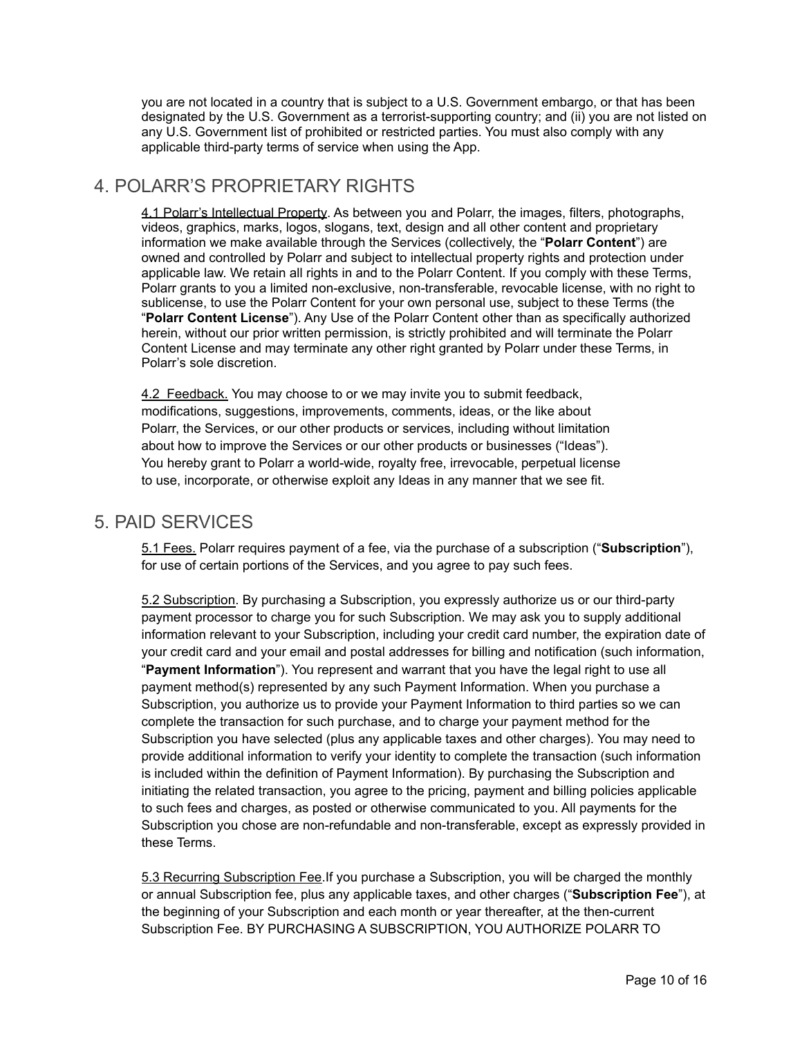you are not located in a country that is subject to a U.S. Government embargo, or that has been designated by the U.S. Government as a terrorist-supporting country; and (ii) you are not listed on any U.S. Government list of prohibited or restricted parties. You must also comply with any applicable third-party terms of service when using the App.

## 4. POLARR'S PROPRIETARY RIGHTS

4.1 Polarr's Intellectual Property. As between you and Polarr, the images, filters, photographs, videos, graphics, marks, logos, slogans, text, design and all other content and proprietary information we make available through the Services (collectively, the "**Polarr Content**") are owned and controlled by Polarr and subject to intellectual property rights and protection under applicable law. We retain all rights in and to the Polarr Content. If you comply with these Terms, Polarr grants to you a limited non-exclusive, non-transferable, revocable license, with no right to sublicense, to use the Polarr Content for your own personal use, subject to these Terms (the "**Polarr Content License**"). Any Use of the Polarr Content other than as specifically authorized herein, without our prior written permission, is strictly prohibited and will terminate the Polarr Content License and may terminate any other right granted by Polarr under these Terms, in Polarr's sole discretion.

4.2 Feedback. You may choose to or we may invite you to submit feedback, modifications, suggestions, improvements, comments, ideas, or the like about Polarr, the Services, or our other products or services, including without limitation about how to improve the Services or our other products or businesses ("Ideas"). You hereby grant to Polarr a world-wide, royalty free, irrevocable, perpetual license to use, incorporate, or otherwise exploit any Ideas in any manner that we see fit.

## 5. PAID SERVICES

5.1 Fees. Polarr requires payment of a fee, via the purchase of a subscription ("**Subscription**"), for use of certain portions of the Services, and you agree to pay such fees.

5.2 Subscription. By purchasing a Subscription, you expressly authorize us or our third-party payment processor to charge you for such Subscription. We may ask you to supply additional information relevant to your Subscription, including your credit card number, the expiration date of your credit card and your email and postal addresses for billing and notification (such information, "**Payment Information**"). You represent and warrant that you have the legal right to use all payment method(s) represented by any such Payment Information. When you purchase a Subscription, you authorize us to provide your Payment Information to third parties so we can complete the transaction for such purchase, and to charge your payment method for the Subscription you have selected (plus any applicable taxes and other charges). You may need to provide additional information to verify your identity to complete the transaction (such information is included within the definition of Payment Information). By purchasing the Subscription and initiating the related transaction, you agree to the pricing, payment and billing policies applicable to such fees and charges, as posted or otherwise communicated to you. All payments for the Subscription you chose are non-refundable and non-transferable, except as expressly provided in these Terms.

5.3 Recurring Subscription Fee.If you purchase a Subscription, you will be charged the monthly or annual Subscription fee, plus any applicable taxes, and other charges ("**Subscription Fee**"), at the beginning of your Subscription and each month or year thereafter, at the then-current Subscription Fee. BY PURCHASING A SUBSCRIPTION, YOU AUTHORIZE POLARR TO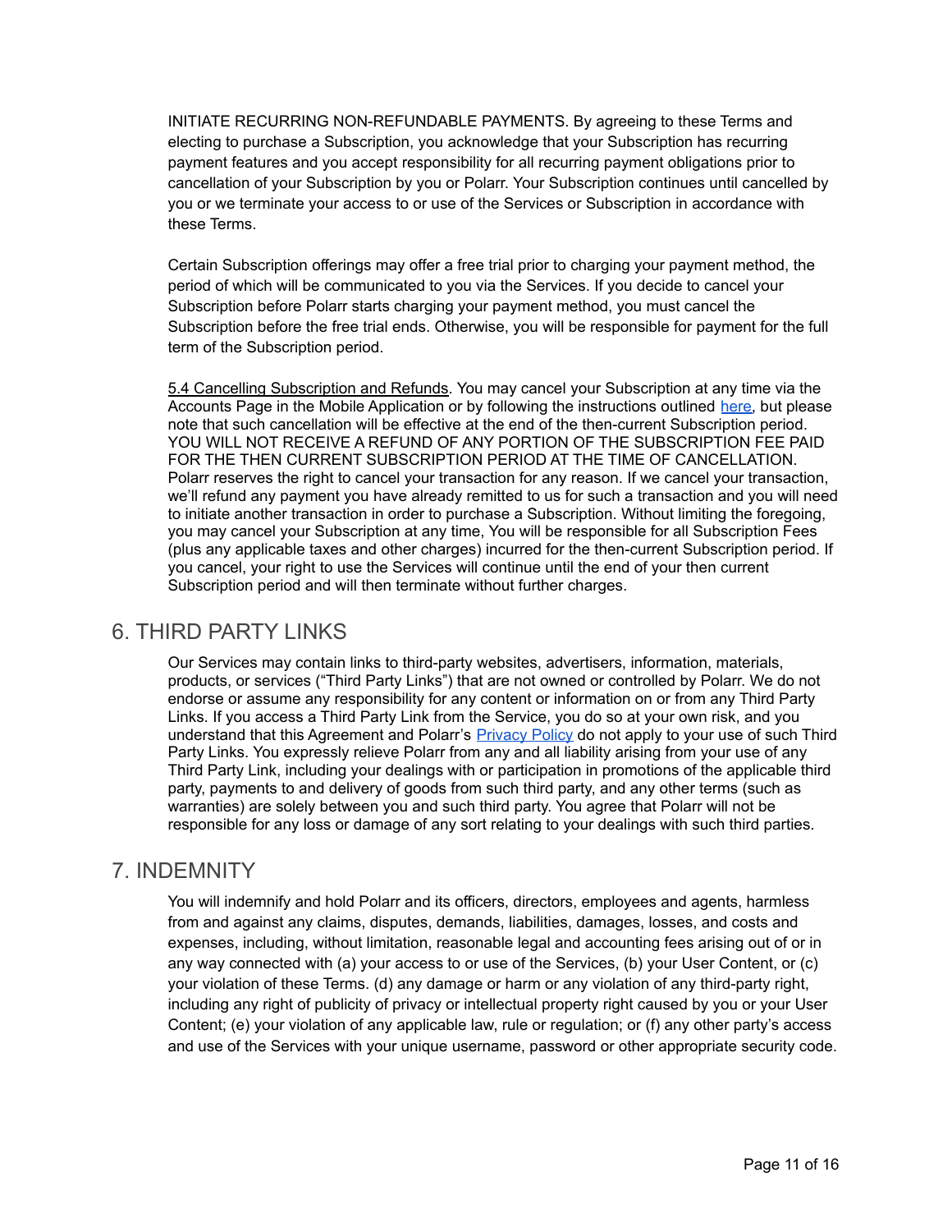INITIATE RECURRING NON-REFUNDABLE PAYMENTS. By agreeing to these Terms and electing to purchase a Subscription, you acknowledge that your Subscription has recurring payment features and you accept responsibility for all recurring payment obligations prior to cancellation of your Subscription by you or Polarr. Your Subscription continues until cancelled by you or we terminate your access to or use of the Services or Subscription in accordance with these Terms.

Certain Subscription offerings may offer a free trial prior to charging your payment method, the period of which will be communicated to you via the Services. If you decide to cancel your Subscription before Polarr starts charging your payment method, you must cancel the Subscription before the free trial ends. Otherwise, you will be responsible for payment for the full term of the Subscription period.

5.4 Cancelling Subscription and Refunds. You may cancel your Subscription at any time via the Accounts Page in the Mobile Application or by following the instructions outlined here, but please note that such cancellation will be effective at the end of the then-current Subscription period. YOU WILL NOT RECEIVE A REFUND OF ANY PORTION OF THE SUBSCRIPTION FEE PAID FOR THE THEN CURRENT SUBSCRIPTION PERIOD AT THE TIME OF CANCELLATION. Polarr reserves the right to cancel your transaction for any reason. If we cancel your transaction, we'll refund any payment you have already remitted to us for such a transaction and you will need to initiate another transaction in order to purchase a Subscription. Without limiting the foregoing, you may cancel your Subscription at any time, You will be responsible for all Subscription Fees (plus any applicable taxes and other charges) incurred for the then-current Subscription period. If you cancel, your right to use the Services will continue until the end of your then current Subscription period and will then terminate without further charges.

## 6. THIRD PARTY LINKS

Our Services may contain links to third-party websites, advertisers, information, materials, products, or services ("Third Party Links") that are not owned or controlled by Polarr. We do not endorse or assume any responsibility for any content or information on or from any Third Party Links. If you access a Third Party Link from the Service, you do so at your own risk, and you understand that this Agreement and Polarr's Privacy Policy do not apply to your use of such Third Party Links. You expressly relieve Polarr from any and all liability arising from your use of any Third Party Link, including your dealings with or participation in promotions of the applicable third party, payments to and delivery of goods from such third party, and any other terms (such as warranties) are solely between you and such third party. You agree that Polarr will not be responsible for any loss or damage of any sort relating to your dealings with such third parties.

## 7. INDEMNITY

You will indemnify and hold Polarr and its officers, directors, employees and agents, harmless from and against any claims, disputes, demands, liabilities, damages, losses, and costs and expenses, including, without limitation, reasonable legal and accounting fees arising out of or in any way connected with (a) your access to or use of the Services, (b) your User Content, or (c) your violation of these Terms. (d) any damage or harm or any violation of any third-party right, including any right of publicity of privacy or intellectual property right caused by you or your User Content; (e) your violation of any applicable law, rule or regulation; or (f) any other party's access and use of the Services with your unique username, password or other appropriate security code.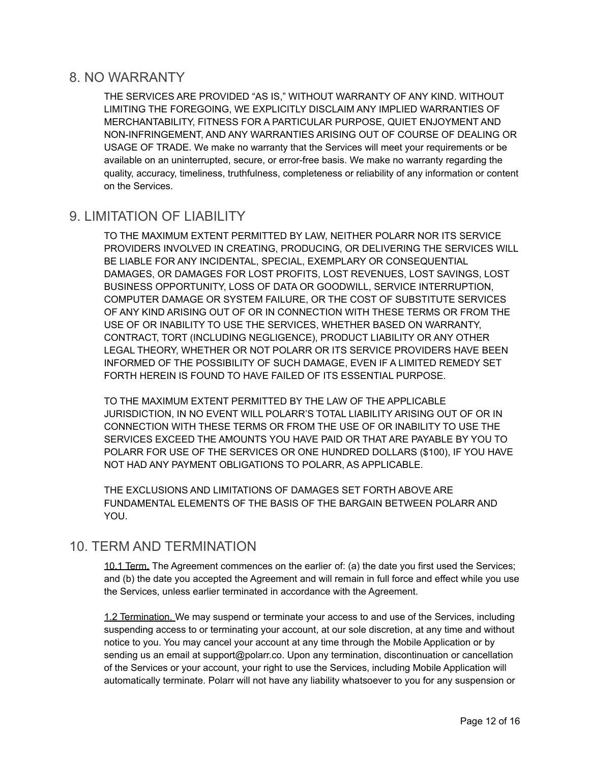## 8. NO WARRANTY

THE SERVICES ARE PROVIDED “AS IS,” WITHOUT WARRANTY OF ANY KIND. WITHOUT LIMITING THE FOREGOING, WE EXPLICITLY DISCLAIM ANY IMPLIED WARRANTIES OF MERCHANTABILITY, FITNESS FOR A PARTICULAR PURPOSE, QUIET ENJOYMENT AND NON-INFRINGEMENT, AND ANY WARRANTIES ARISING OUT OF COURSE OF DEALING OR USAGE OF TRADE. We make no warranty that the Services will meet your requirements or be available on an uninterrupted, secure, or error-free basis. We make no warranty regarding the quality, accuracy, timeliness, truthfulness, completeness or reliability of any information or content on the Services.

## 9. LIMITATION OF LIABILITY

TO THE MAXIMUM EXTENT PERMITTED BY LAW, NEITHER POLARR NOR ITS SERVICE PROVIDERS INVOLVED IN CREATING, PRODUCING, OR DELIVERING THE SERVICES WILL BE LIABLE FOR ANY INCIDENTAL, SPECIAL, EXEMPLARY OR CONSEQUENTIAL DAMAGES, OR DAMAGES FOR LOST PROFITS, LOST REVENUES, LOST SAVINGS, LOST BUSINESS OPPORTUNITY, LOSS OF DATA OR GOODWILL, SERVICE INTERRUPTION, COMPUTER DAMAGE OR SYSTEM FAILURE, OR THE COST OF SUBSTITUTE SERVICES OF ANY KIND ARISING OUT OF OR IN CONNECTION WITH THESE TERMS OR FROM THE USE OF OR INABILITY TO USE THE SERVICES, WHETHER BASED ON WARRANTY, CONTRACT, TORT (INCLUDING NEGLIGENCE), PRODUCT LIABILITY OR ANY OTHER LEGAL THEORY, WHETHER OR NOT POLARR OR ITS SERVICE PROVIDERS HAVE BEEN INFORMED OF THE POSSIBILITY OF SUCH DAMAGE, EVEN IF A LIMITED REMEDY SET FORTH HEREIN IS FOUND TO HAVE FAILED OF ITS ESSENTIAL PURPOSE.

TO THE MAXIMUM EXTENT PERMITTED BY THE LAW OF THE APPLICABLE JURISDICTION, IN NO EVENT WILL POLARR’S TOTAL LIABILITY ARISING OUT OF OR IN CONNECTION WITH THESE TERMS OR FROM THE USE OF OR INABILITY TO USE THE SERVICES EXCEED THE AMOUNTS YOU HAVE PAID OR THAT ARE PAYABLE BY YOU TO POLARR FOR USE OF THE SERVICES OR ONE HUNDRED DOLLARS ($100), IF YOU HAVE NOT HAD ANY PAYMENT OBLIGATIONS TO POLARR, AS APPLICABLE.

THE EXCLUSIONS AND LIMITATIONS OF DAMAGES SET FORTH ABOVE ARE FUNDAMENTAL ELEMENTS OF THE BASIS OF THE BARGAIN BETWEEN POLARR AND YOU.

## 10. TERM AND TERMINATION

<u>10.1 Term.</u> The Agreement commences on the earlier of: (a) the date you first used the Services; and (b) the date you accepted the Agreement and will remain in full force and effect while you use the Services, unless earlier terminated in accordance with the Agreement.

<u>1.2 Termination.</u> We may suspend or terminate your access to and use of the Services, including suspending access to or terminating your account, at our sole discretion, at any time and without notice to you. You may cancel your account at any time through the Mobile Application or by sending us an email at support@polarr.co. Upon any termination, discontinuation or cancellation of the Services or your account, your right to use the Services, including Mobile Application will automatically terminate. Polarr will not have any liability whatsoever to you for any suspension or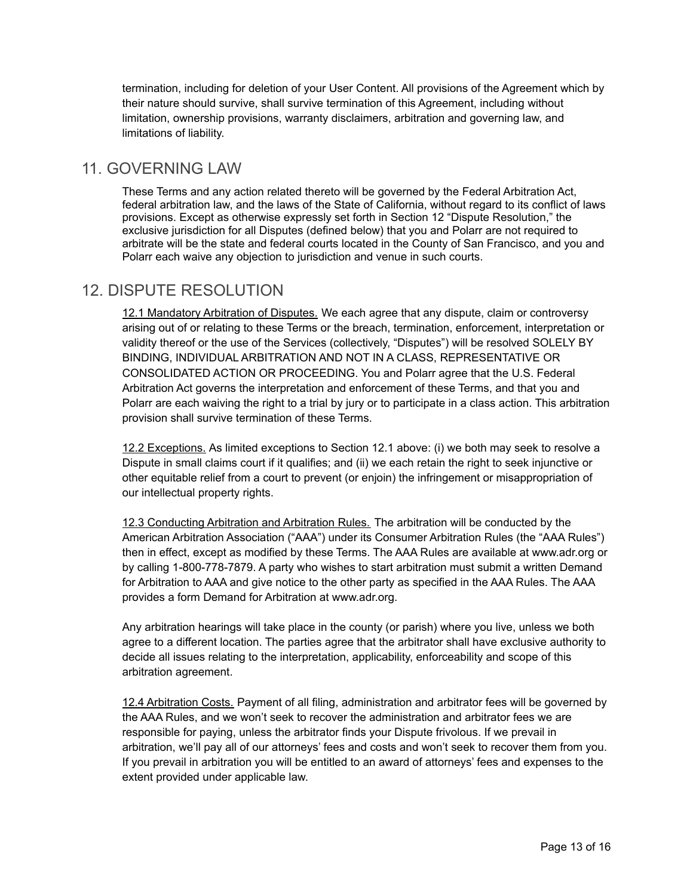termination, including for deletion of your User Content. All provisions of the Agreement which by their nature should survive, shall survive termination of this Agreement, including without limitation, ownership provisions, warranty disclaimers, arbitration and governing law, and limitations of liability.

## 11. GOVERNING LAW

These Terms and any action related thereto will be governed by the Federal Arbitration Act, federal arbitration law, and the laws of the State of California, without regard to its conflict of laws provisions. Except as otherwise expressly set forth in Section 12 "Dispute Resolution," the exclusive jurisdiction for all Disputes (defined below) that you and Polarr are not required to arbitrate will be the state and federal courts located in the County of San Francisco, and you and Polarr each waive any objection to jurisdiction and venue in such courts.

## 12. DISPUTE RESOLUTION

<u>12.1 Mandatory Arbitration of Disputes.</u> We each agree that any dispute, claim or controversy arising out of or relating to these Terms or the breach, termination, enforcement, interpretation or validity thereof or the use of the Services (collectively, "Disputes") will be resolved SOLELY BY BINDING, INDIVIDUAL ARBITRATION AND NOT IN A CLASS, REPRESENTATIVE OR CONSOLIDATED ACTION OR PROCEEDING. You and Polarr agree that the U.S. Federal Arbitration Act governs the interpretation and enforcement of these Terms, and that you and Polarr are each waiving the right to a trial by jury or to participate in a class action. This arbitration provision shall survive termination of these Terms.

<u>12.2 Exceptions.</u> As limited exceptions to Section 12.1 above: (i) we both may seek to resolve a Dispute in small claims court if it qualifies; and (ii) we each retain the right to seek injunctive or other equitable relief from a court to prevent (or enjoin) the infringement or misappropriation of our intellectual property rights.

<u>12.3 Conducting Arbitration and Arbitration Rules.</u> The arbitration will be conducted by the American Arbitration Association ("AAA") under its Consumer Arbitration Rules (the "AAA Rules") then in effect, except as modified by these Terms. The AAA Rules are available at www.adr.org or by calling 1-800-778-7879. A party who wishes to start arbitration must submit a written Demand for Arbitration to AAA and give notice to the other party as specified in the AAA Rules. The AAA provides a form Demand for Arbitration at www.adr.org.

Any arbitration hearings will take place in the county (or parish) where you live, unless we both agree to a different location. The parties agree that the arbitrator shall have exclusive authority to decide all issues relating to the interpretation, applicability, enforceability and scope of this arbitration agreement.

<u>12.4 Arbitration Costs.</u> Payment of all filing, administration and arbitrator fees will be governed by the AAA Rules, and we won't seek to recover the administration and arbitrator fees we are responsible for paying, unless the arbitrator finds your Dispute frivolous. If we prevail in arbitration, we'll pay all of our attorneys' fees and costs and won't seek to recover them from you. If you prevail in arbitration you will be entitled to an award of attorneys' fees and expenses to the extent provided under applicable law.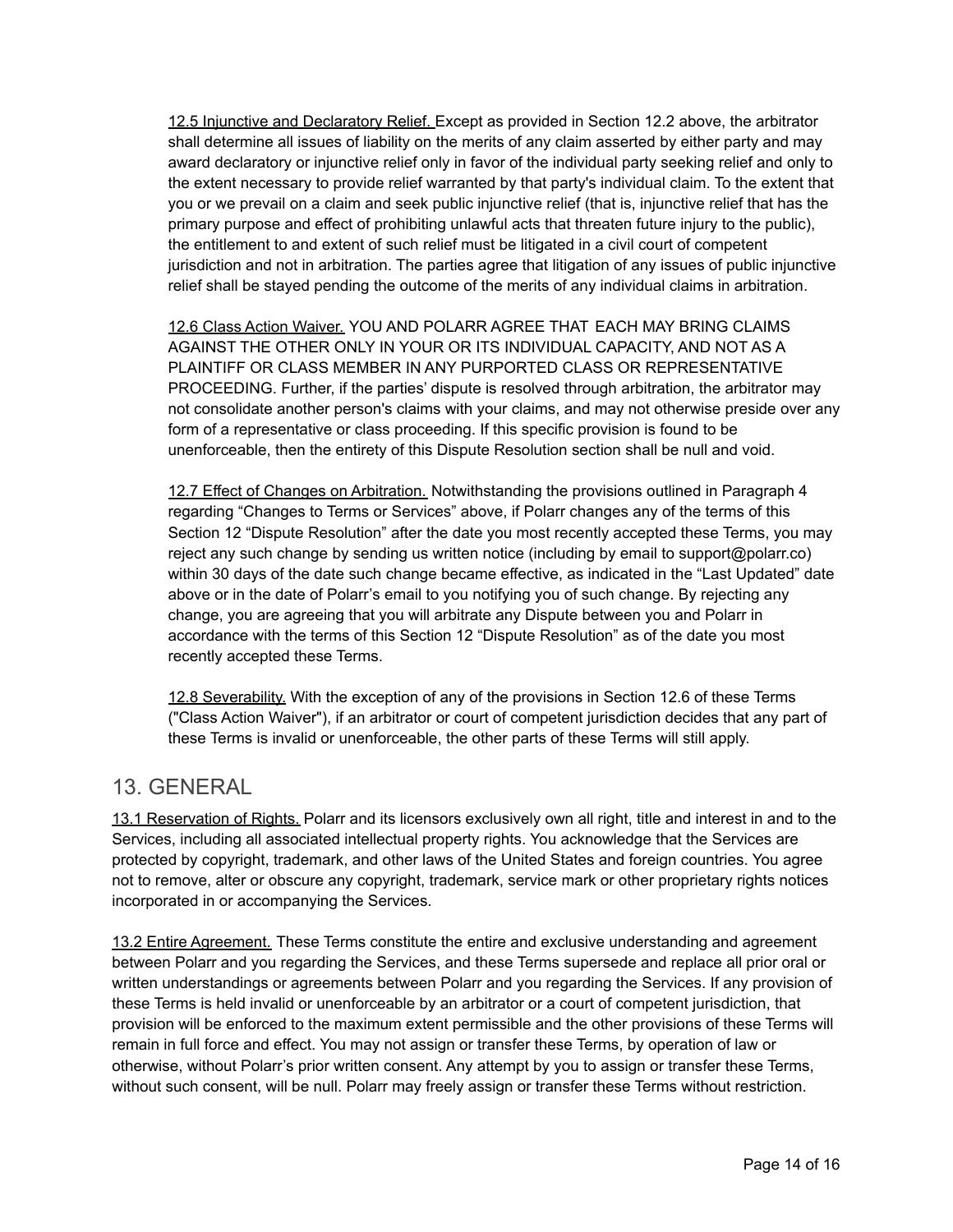12.5 Injunctive and Declaratory Relief. Except as provided in Section 12.2 above, the arbitrator shall determine all issues of liability on the merits of any claim asserted by either party and may award declaratory or injunctive relief only in favor of the individual party seeking relief and only to the extent necessary to provide relief warranted by that party's individual claim. To the extent that you or we prevail on a claim and seek public injunctive relief (that is, injunctive relief that has the primary purpose and effect of prohibiting unlawful acts that threaten future injury to the public), the entitlement to and extent of such relief must be litigated in a civil court of competent jurisdiction and not in arbitration. The parties agree that litigation of any issues of public injunctive relief shall be stayed pending the outcome of the merits of any individual claims in arbitration.

12.6 Class Action Waiver. YOU AND POLARR AGREE THAT EACH MAY BRING CLAIMS AGAINST THE OTHER ONLY IN YOUR OR ITS INDIVIDUAL CAPACITY, AND NOT AS A PLAINTIFF OR CLASS MEMBER IN ANY PURPORTED CLASS OR REPRESENTATIVE PROCEEDING. Further, if the parties' dispute is resolved through arbitration, the arbitrator may not consolidate another person's claims with your claims, and may not otherwise preside over any form of a representative or class proceeding. If this specific provision is found to be unenforceable, then the entirety of this Dispute Resolution section shall be null and void.

12.7 Effect of Changes on Arbitration. Notwithstanding the provisions outlined in Paragraph 4 regarding "Changes to Terms or Services" above, if Polarr changes any of the terms of this Section 12 "Dispute Resolution" after the date you most recently accepted these Terms, you may reject any such change by sending us written notice (including by email to support@polarr.co) within 30 days of the date such change became effective, as indicated in the "Last Updated" date above or in the date of Polarr's email to you notifying you of such change. By rejecting any change, you are agreeing that you will arbitrate any Dispute between you and Polarr in accordance with the terms of this Section 12 "Dispute Resolution" as of the date you most recently accepted these Terms.

12.8 Severability. With the exception of any of the provisions in Section 12.6 of these Terms ("Class Action Waiver"), if an arbitrator or court of competent jurisdiction decides that any part of these Terms is invalid or unenforceable, the other parts of these Terms will still apply.

## 13. GENERAL

13.1 Reservation of Rights. Polarr and its licensors exclusively own all right, title and interest in and to the Services, including all associated intellectual property rights. You acknowledge that the Services are protected by copyright, trademark, and other laws of the United States and foreign countries. You agree not to remove, alter or obscure any copyright, trademark, service mark or other proprietary rights notices incorporated in or accompanying the Services.

13.2 Entire Agreement. These Terms constitute the entire and exclusive understanding and agreement between Polarr and you regarding the Services, and these Terms supersede and replace all prior oral or written understandings or agreements between Polarr and you regarding the Services. If any provision of these Terms is held invalid or unenforceable by an arbitrator or a court of competent jurisdiction, that provision will be enforced to the maximum extent permissible and the other provisions of these Terms will remain in full force and effect. You may not assign or transfer these Terms, by operation of law or otherwise, without Polarr's prior written consent. Any attempt by you to assign or transfer these Terms, without such consent, will be null. Polarr may freely assign or transfer these Terms without restriction.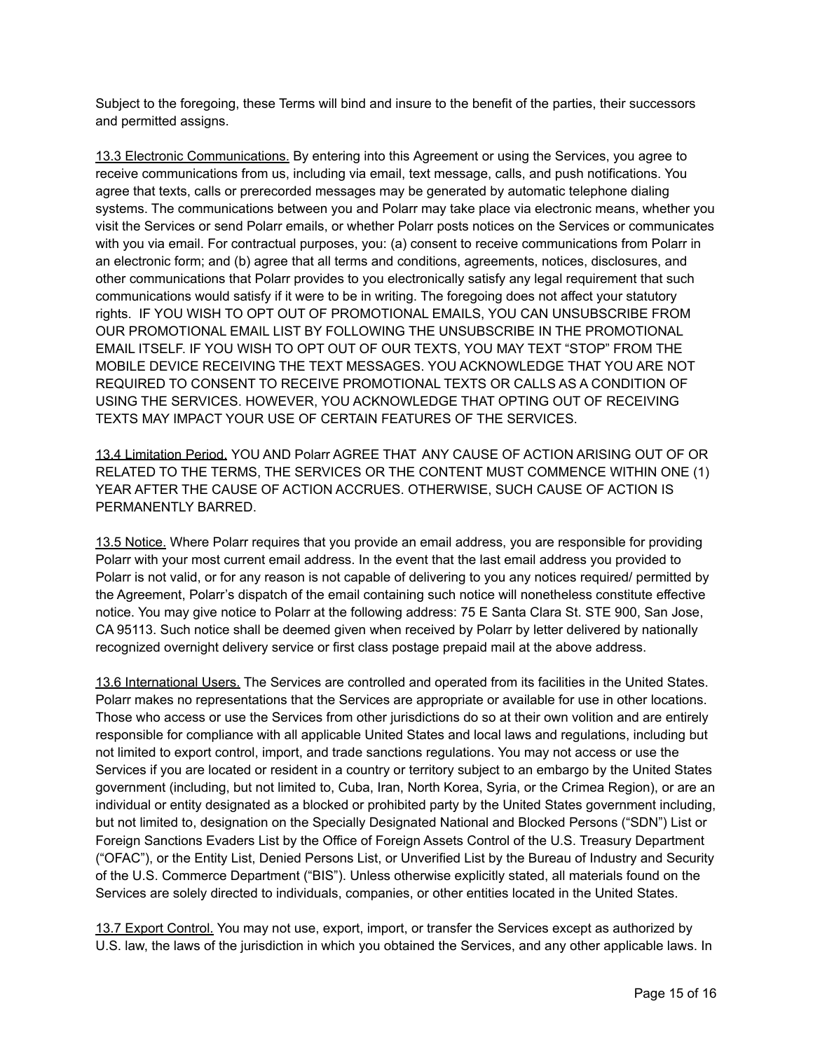Subject to the foregoing, these Terms will bind and insure to the benefit of the parties, their successors and permitted assigns.

<u>13.3 Electronic Communications.</u> By entering into this Agreement or using the Services, you agree to receive communications from us, including via email, text message, calls, and push notifications. You agree that texts, calls or prerecorded messages may be generated by automatic telephone dialing systems. The communications between you and Polarr may take place via electronic means, whether you visit the Services or send Polarr emails, or whether Polarr posts notices on the Services or communicates with you via email. For contractual purposes, you: (a) consent to receive communications from Polarr in an electronic form; and (b) agree that all terms and conditions, agreements, notices, disclosures, and other communications that Polarr provides to you electronically satisfy any legal requirement that such communications would satisfy if it were to be in writing. The foregoing does not affect your statutory rights. IF YOU WISH TO OPT OUT OF PROMOTIONAL EMAILS, YOU CAN UNSUBSCRIBE FROM OUR PROMOTIONAL EMAIL LIST BY FOLLOWING THE UNSUBSCRIBE IN THE PROMOTIONAL EMAIL ITSELF. IF YOU WISH TO OPT OUT OF OUR TEXTS, YOU MAY TEXT "STOP" FROM THE MOBILE DEVICE RECEIVING THE TEXT MESSAGES. YOU ACKNOWLEDGE THAT YOU ARE NOT REQUIRED TO CONSENT TO RECEIVE PROMOTIONAL TEXTS OR CALLS AS A CONDITION OF USING THE SERVICES. HOWEVER, YOU ACKNOWLEDGE THAT OPTING OUT OF RECEIVING TEXTS MAY IMPACT YOUR USE OF CERTAIN FEATURES OF THE SERVICES.

<u>13.4 Limitation Period.</u> YOU AND Polarr AGREE THAT ANY CAUSE OF ACTION ARISING OUT OF OR RELATED TO THE TERMS, THE SERVICES OR THE CONTENT MUST COMMENCE WITHIN ONE (1) YEAR AFTER THE CAUSE OF ACTION ACCRUES. OTHERWISE, SUCH CAUSE OF ACTION IS PERMANENTLY BARRED.

<u>13.5 Notice.</u> Where Polarr requires that you provide an email address, you are responsible for providing Polarr with your most current email address. In the event that the last email address you provided to Polarr is not valid, or for any reason is not capable of delivering to you any notices required/ permitted by the Agreement, Polarr's dispatch of the email containing such notice will nonetheless constitute effective notice. You may give notice to Polarr at the following address: 75 E Santa Clara St. STE 900, San Jose, CA 95113. Such notice shall be deemed given when received by Polarr by letter delivered by nationally recognized overnight delivery service or first class postage prepaid mail at the above address.

<u>13.6 International Users.</u> The Services are controlled and operated from its facilities in the United States. Polarr makes no representations that the Services are appropriate or available for use in other locations. Those who access or use the Services from other jurisdictions do so at their own volition and are entirely responsible for compliance with all applicable United States and local laws and regulations, including but not limited to export control, import, and trade sanctions regulations. You may not access or use the Services if you are located or resident in a country or territory subject to an embargo by the United States government (including, but not limited to, Cuba, Iran, North Korea, Syria, or the Crimea Region), or are an individual or entity designated as a blocked or prohibited party by the United States government including, but not limited to, designation on the Specially Designated National and Blocked Persons ("SDN") List or Foreign Sanctions Evaders List by the Office of Foreign Assets Control of the U.S. Treasury Department ("OFAC"), or the Entity List, Denied Persons List, or Unverified List by the Bureau of Industry and Security of the U.S. Commerce Department ("BIS"). Unless otherwise explicitly stated, all materials found on the Services are solely directed to individuals, companies, or other entities located in the United States.

<u>13.7 Export Control.</u> You may not use, export, import, or transfer the Services except as authorized by U.S. law, the laws of the jurisdiction in which you obtained the Services, and any other applicable laws. In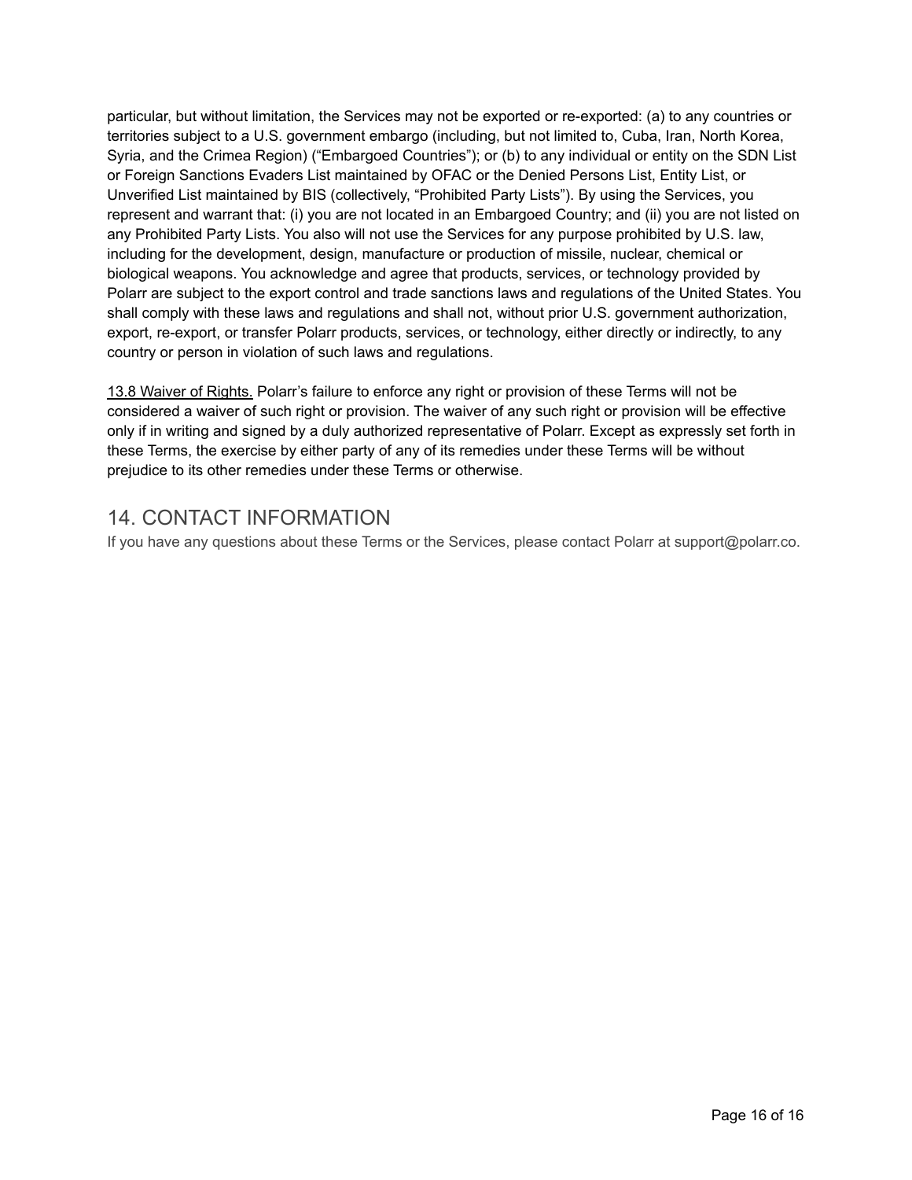particular, but without limitation, the Services may not be exported or re-exported: (a) to any countries or territories subject to a U.S. government embargo (including, but not limited to, Cuba, Iran, North Korea, Syria, and the Crimea Region) ("Embargoed Countries"); or (b) to any individual or entity on the SDN List or Foreign Sanctions Evaders List maintained by OFAC or the Denied Persons List, Entity List, or Unverified List maintained by BIS (collectively, "Prohibited Party Lists"). By using the Services, you represent and warrant that: (i) you are not located in an Embargoed Country; and (ii) you are not listed on any Prohibited Party Lists. You also will not use the Services for any purpose prohibited by U.S. law, including for the development, design, manufacture or production of missile, nuclear, chemical or biological weapons. You acknowledge and agree that products, services, or technology provided by Polarr are subject to the export control and trade sanctions laws and regulations of the United States. You shall comply with these laws and regulations and shall not, without prior U.S. government authorization, export, re-export, or transfer Polarr products, services, or technology, either directly or indirectly, to any country or person in violation of such laws and regulations.

<u>13.8 Waiver of Rights.</u> Polarr's failure to enforce any right or provision of these Terms will not be considered a waiver of such right or provision. The waiver of any such right or provision will be effective only if in writing and signed by a duly authorized representative of Polarr. Except as expressly set forth in these Terms, the exercise by either party of any of its remedies under these Terms will be without prejudice to its other remedies under these Terms or otherwise.

## 14. CONTACT INFORMATION

If you have any questions about these Terms or the Services, please contact Polarr at support@polarr.co.